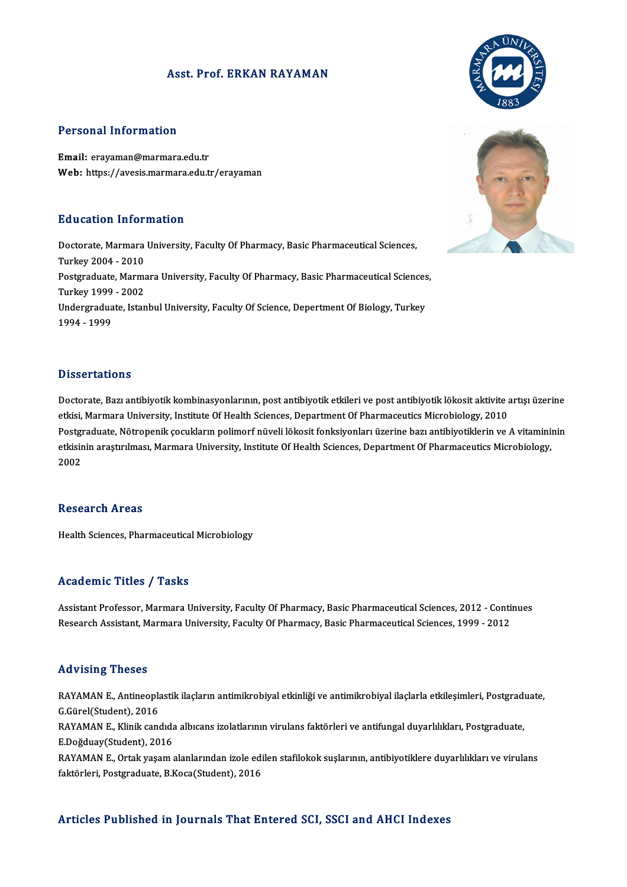# Asst. Prof. ERKAN RAYAMAN

## Personal Information

**Email:** erayaman@marmara.edu.tr
**Web:** https://avesis.marmara.edu.tr/erayaman

## Education Information

Doctorate, Marmara University, Faculty Of Pharmacy, Basic Pharmaceutical Sciences, Turkey 2004 - 2010
Postgraduate, Marmara University, Faculty Of Pharmacy, Basic Pharmaceutical Sciences, Turkey 1999 - 2002
Undergraduate, Istanbul University, Faculty Of Science, Depertment Of Biology, Turkey 1994 - 1999

## Dissertations

Doctorate, Bazı antibiyotik kombinasyonlarının, post antibiyotik etkileri ve post antibiyotik lökosit aktivite artışı üzerine etkisi, Marmara University, Institute Of Health Sciences, Department Of Pharmaceutics Microbiology, 2010
Postgraduate, Nötropenik çocukların polimorf nüveli lökosit fonksiyonları üzerine bazı antibiyotiklerin ve A vitamininin etkisinin araştırılması, Marmara University, Institute Of Health Sciences, Department Of Pharmaceutics Microbiology, 2002

## Research Areas

Health Sciences, Pharmaceutical Microbiology

## Academic Titles / Tasks

Assistant Professor, Marmara University, Faculty Of Pharmacy, Basic Pharmaceutical Sciences, 2012 - Continues
Research Assistant, Marmara University, Faculty Of Pharmacy, Basic Pharmaceutical Sciences, 1999 - 2012

## Advising Theses

RAYAMAN E., Antineoplastik ilaçların antimikrobiyal etkinliği ve antimikrobiyal ilaçlarla etkileşimleri, Postgraduate, G.Gürel(Student), 2016
RAYAMAN E., Klinik candıda albıcans izolatlarının virulans faktörleri ve antifungal duyarlılıkları, Postgraduate, E.Doğduay(Student), 2016
RAYAMAN E., Ortak yaşam alanlarından izole edilen stafilokok suşlarının, antibiyotiklere duyarlılıkları ve virulans faktörleri, Postgraduate, B.Koca(Student), 2016

## Articles Published in Journals That Entered SCI, SSCI and AHCI Indexes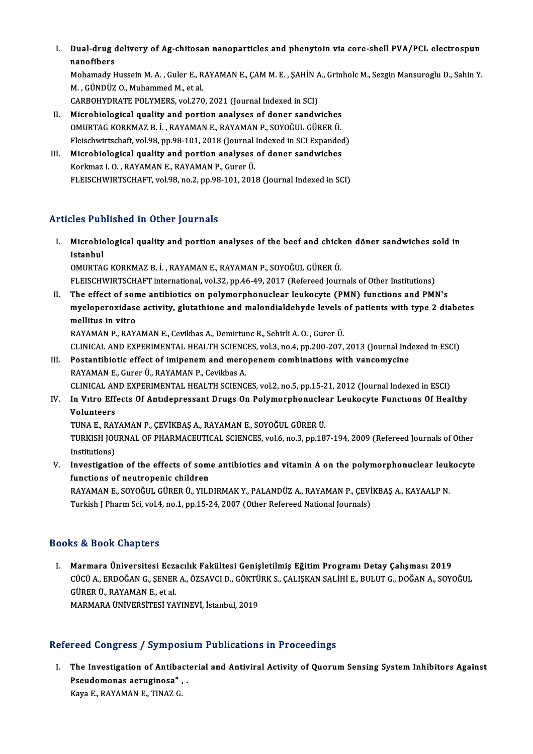I. **Dual-drug delivery of Ag-chitosan nanoparticles and phenytoin via core-shell PVA/PCL electrospun nanofibers**
   Mohamady Hussein M. A. , Guler E., RAYAMAN E., ÇAM M. E. , ŞAHİN A., Grinholc M., Sezgin Mansuroglu D., Sahin Y. M. , GÜNDÜZ O., Muhammed M., et al.
   CARBOHYDRATE POLYMERS, vol.270, 2021 (Journal Indexed in SCI)

II. **Microbiological quality and portion analyses of doner sandwiches**
   OMURTAG KORKMAZ B. İ. , RAYAMAN E., RAYAMAN P., SOYOĞUL GÜRER Ü.
   Fleischwirtschaft, vol.98, pp.98-101, 2018 (Journal Indexed in SCI Expanded)

III. **Microbiological quality and portion analyses of doner sandwiches**
   Korkmaz I. O. , RAYAMAN E., RAYAMAN P., Gurer Ü.
   FLEISCHWIRTSCHAFT, vol.98, no.2, pp.98-101, 2018 (Journal Indexed in SCI)

## Articles Published in Other Journals

I. **Microbiological quality and portion analyses of the beef and chicken döner sandwiches sold in Istanbul**
   OMURTAG KORKMAZ B. İ. , RAYAMAN E., RAYAMAN P., SOYOĞUL GÜRER Ü.
   FLEISCHWIRTSCHAFT international, vol.32, pp.46-49, 2017 (Refereed Journals of Other Institutions)

II. **The effect of some antibiotics on polymorphonuclear leukocyte (PMN) functions and PMN's myeloperoxidase activity, glutathione and malondialdehyde levels of patients with type 2 diabetes mellitus in vitro**
   RAYAMAN P., RAYAMAN E., Cevikbas A., Demirtunc R., Sehirli A. O. , Gurer Ü.
   CLINICAL AND EXPERIMENTAL HEALTH SCIENCES, vol.3, no.4, pp.200-207, 2013 (Journal Indexed in ESCI)

III. **Postantibiotic effect of imipenem and meropenem combinations with vancomycine**
   RAYAMAN E., Gurer Ü., RAYAMAN P., Cevikbas A.
   CLINICAL AND EXPERIMENTAL HEALTH SCIENCES, vol.2, no.5, pp.15-21, 2012 (Journal Indexed in ESCI)

IV. **In Vıtro Effects Of Antıdepressant Drugs On Polymorphonuclear Leukocyte Functıons Of Healthy Volunteers**
   TUNA E., RAYAMAN P., ÇEVİKBAŞ A., RAYAMAN E., SOYOĞUL GÜRER Ü.
   TURKISH JOURNAL OF PHARMACEUTICAL SCIENCES, vol.6, no.3, pp.187-194, 2009 (Refereed Journals of Other Institutions)

V. **Investigation of the effects of some antibiotics and vitamin A on the polymorphonuclear leukocyte functions of neutropenic children**
   RAYAMAN E., SOYOĞUL GÜRER Ü., YILDIRMAK Y., PALANDÜZ A., RAYAMAN P., ÇEVİKBAŞ A., KAYAALP N.
   Turkish J Pharm Sci, vol.4, no.1, pp.15-24, 2007 (Other Refereed National Journals)

## Books & Book Chapters

I. **Marmara Üniversitesi Eczacılık Fakültesi Genişletilmiş Eğitim Programı Detay Çalışması 2019**
   CÜCÜ A., ERDOĞAN G., ŞENER A., ÖZSAVCI D., GÖKTÜRK S., ÇALIŞKAN SALİHİ E., BULUT G., DOĞAN A., SOYOĞUL GÜRER Ü., RAYAMAN E., et al.
   MARMARA ÜNİVERSİTESİ YAYINEVİ, İstanbul, 2019

## Refereed Congress / Symposium Publications in Proceedings

I. **The Investigation of Antibacterial and Antiviral Activity of Quorum Sensing System Inhibitors Against Pseudomonas aeruginosa" , .**
   Kaya E., RAYAMAN E., TINAZ G.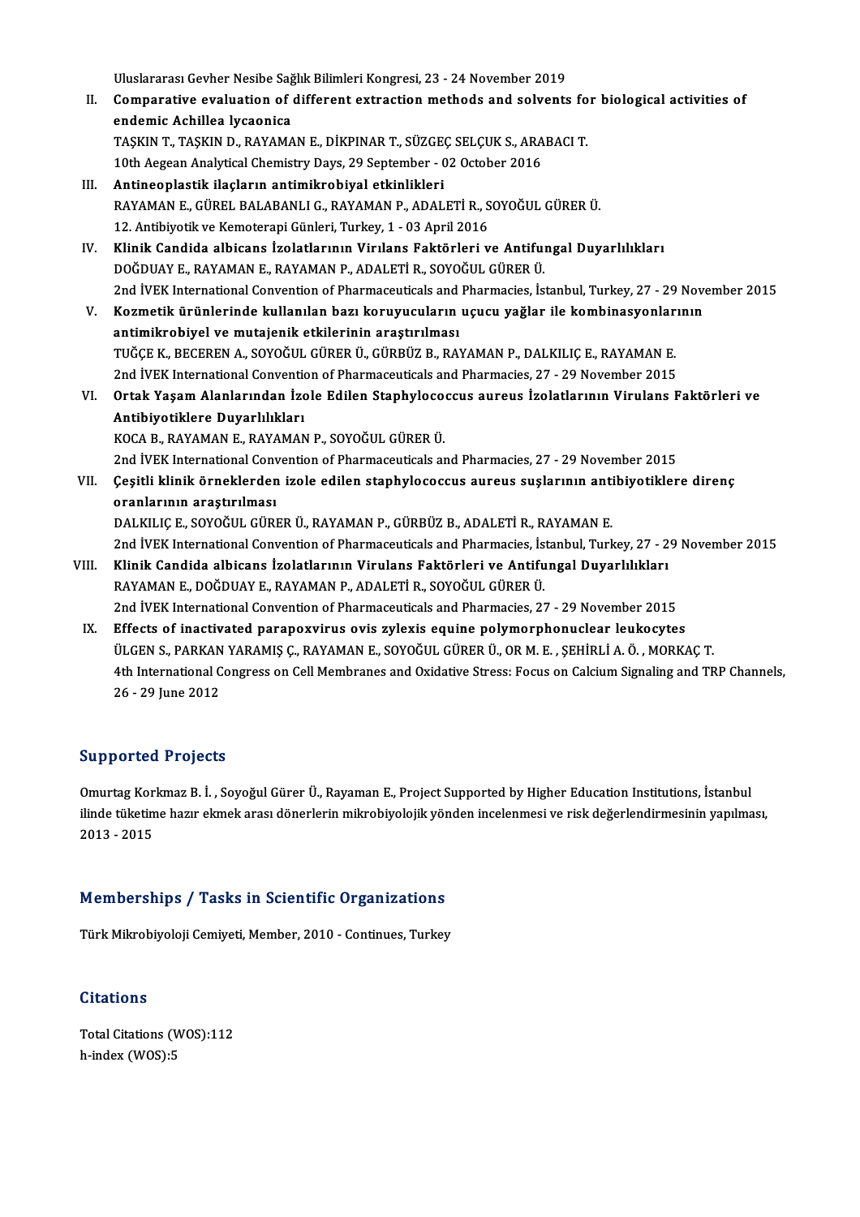Uluslararası Gevher Nesibe Sağlık Bilimleri Kongresi, 23 - 24 November 2019

II. **Comparative evaluation of different extraction methods and solvents for biological activities of endemic Achillea lycaonica**
TAŞKIN T., TAŞKIN D., RAYAMAN E., DİKPINAR T., SÜZGEÇ SELÇUK S., ARABACI T.
10th Aegean Analytical Chemistry Days, 29 September - 02 October 2016

III. **Antineoplastik ilaçların antimikrobiyal etkinlikleri**
RAYAMAN E., GÜREL BALABANLI G., RAYAMAN P., ADALETİ R., SOYOĞUL GÜRER Ü.
12. Antibiyotik ve Kemoterapi Günleri, Turkey, 1 - 03 April 2016

IV. **Klinik Candida albicans İzolatlarının Virılans Faktörleri ve Antifungal Duyarlılıkları**
DOĞDUAY E., RAYAMAN E., RAYAMAN P., ADALETİ R., SOYOĞUL GÜRER Ü.
2nd İVEK International Convention of Pharmaceuticals and Pharmacies, İstanbul, Turkey, 27 - 29 November 2015

V. **Kozmetik ürünlerinde kullanılan bazı koruyucuların uçucu yağlar ile kombinasyonlarının antimikrobiyel ve mutajenik etkilerinin araştırılması**
TUĞÇE K., BECEREN A., SOYOĞUL GÜRER Ü., GÜRBÜZ B., RAYAMAN P., DALKILIÇ E., RAYAMAN E.
2nd İVEK International Convention of Pharmaceuticals and Pharmacies, 27 - 29 November 2015

VI. **Ortak Yaşam Alanlarından İzole Edilen Staphylococcus aureus İzolatlarının Virulans Faktörleri ve Antibiyotiklere Duyarlılıkları**
KOCA B., RAYAMAN E., RAYAMAN P., SOYOĞUL GÜRER Ü.
2nd İVEK International Convention of Pharmaceuticals and Pharmacies, 27 - 29 November 2015

VII. **Çeşitli klinik örneklerden izole edilen staphylococcus aureus suşlarının antibiyotiklere direnç oranlarının araştırılması**
DALKILIÇ E., SOYOĞUL GÜRER Ü., RAYAMAN P., GÜRBÜZ B., ADALETİ R., RAYAMAN E.
2nd İVEK International Convention of Pharmaceuticals and Pharmacies, İstanbul, Turkey, 27 - 29 November 2015

VIII. **Klinik Candida albicans İzolatlarının Virulans Faktörleri ve Antifungal Duyarlılıkları**
RAYAMAN E., DOĞDUAY E., RAYAMAN P., ADALETİ R., SOYOĞUL GÜRER Ü.
2nd İVEK International Convention of Pharmaceuticals and Pharmacies, 27 - 29 November 2015

IX. **Effects of inactivated parapoxvirus ovis zylexis equine polymorphonuclear leukocytes**
ÜLGEN S., PARKAN YARAMIŞ Ç., RAYAMAN E., SOYOĞUL GÜRER Ü., OR M. E. , ŞEHİRLİ A. Ö. , MORKAÇ T.
4th International Congress on Cell Membranes and Oxidative Stress: Focus on Calcium Signaling and TRP Channels, 26 - 29 June 2012

## Supported Projects

Omurtag Korkmaz B. İ. , Soyoğul Gürer Ü., Rayaman E., Project Supported by Higher Education Institutions, İstanbul ilinde tüketime hazır ekmek arası dönerlerin mikrobiyolojik yönden incelenmesi ve risk değerlendirmesinin yapılması, 2013 - 2015

## Memberships / Tasks in Scientific Organizations

Türk Mikrobiyoloji Cemiyeti, Member, 2010 - Continues, Turkey

## Citations

Total Citations (WOS):112
h-index (WOS):5